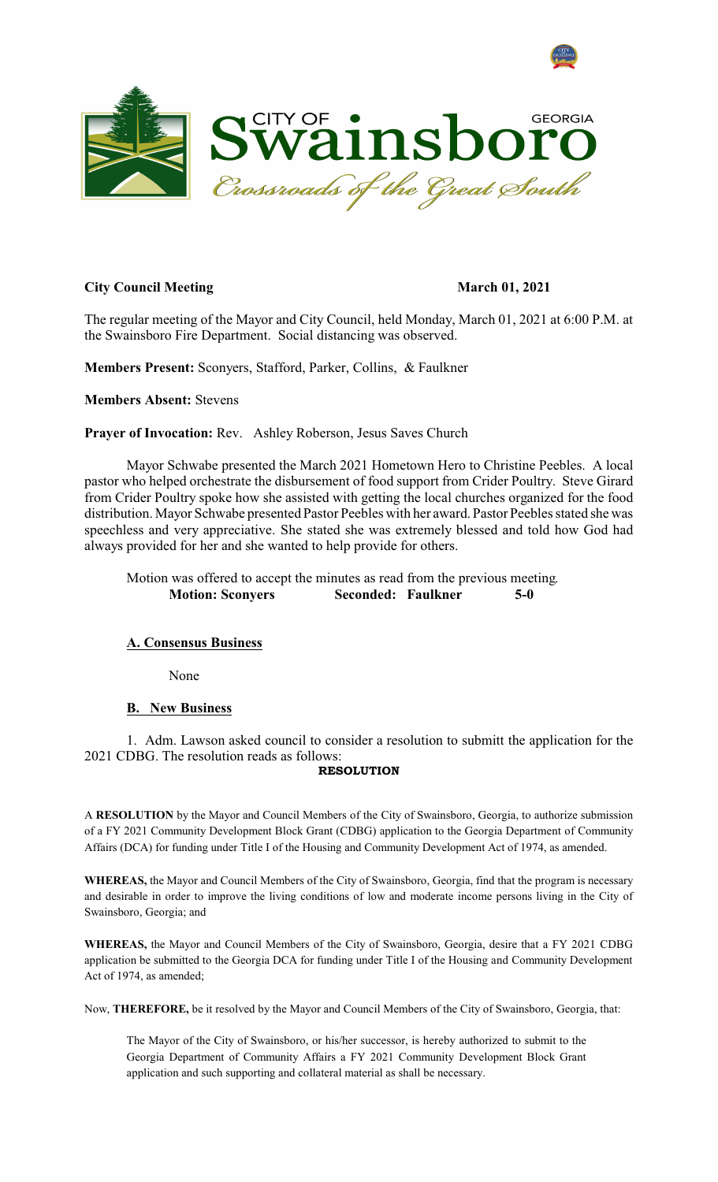**City Council Meeting** **March 01, 2021**

The regular meeting of the Mayor and City Council, held Monday, March 01, 2021 at 6:00 P.M. at the Swainsboro Fire Department. Social distancing was observed.

**Members Present:** Sconyers, Stafford, Parker, Collins, & Faulkner

**Members Absent:** Stevens

**Prayer of Invocation:** Rev. Ashley Roberson, Jesus Saves Church

Mayor Schwabe presented the March 2021 Hometown Hero to Christine Peebles. A local pastor who helped orchestrate the disbursement of food support from Crider Poultry. Steve Girard from Crider Poultry spoke how she assisted with getting the local churches organized for the food distribution. Mayor Schwabe presented Pastor Peebles with her award. Pastor Peebles stated she was speechless and very appreciative. She stated she was extremely blessed and told how God had always provided for her and she wanted to help provide for others.

Motion was offered to accept the minutes as read from the previous meeting.
**Motion: Sconyers** **Seconded: Faulkner** **5-0**

**A. Consensus Business**

None

**B. New Business**

1. Adm. Lawson asked council to consider a resolution to submitt the application for the 2021 CDBG. The resolution reads as follows:

**RESOLUTION**

A **RESOLUTION** by the Mayor and Council Members of the City of Swainsboro, Georgia, to authorize submission of a FY 2021 Community Development Block Grant (CDBG) application to the Georgia Department of Community Affairs (DCA) for funding under Title I of the Housing and Community Development Act of 1974, as amended.

**WHEREAS,** the Mayor and Council Members of the City of Swainsboro, Georgia, find that the program is necessary and desirable in order to improve the living conditions of low and moderate income persons living in the City of Swainsboro, Georgia; and

**WHEREAS,** the Mayor and Council Members of the City of Swainsboro, Georgia, desire that a FY 2021 CDBG application be submitted to the Georgia DCA for funding under Title I of the Housing and Community Development Act of 1974, as amended;

Now, **THEREFORE,** be it resolved by the Mayor and Council Members of the City of Swainsboro, Georgia, that:

The Mayor of the City of Swainsboro, or his/her successor, is hereby authorized to submit to the Georgia Department of Community Affairs a FY 2021 Community Development Block Grant application and such supporting and collateral material as shall be necessary.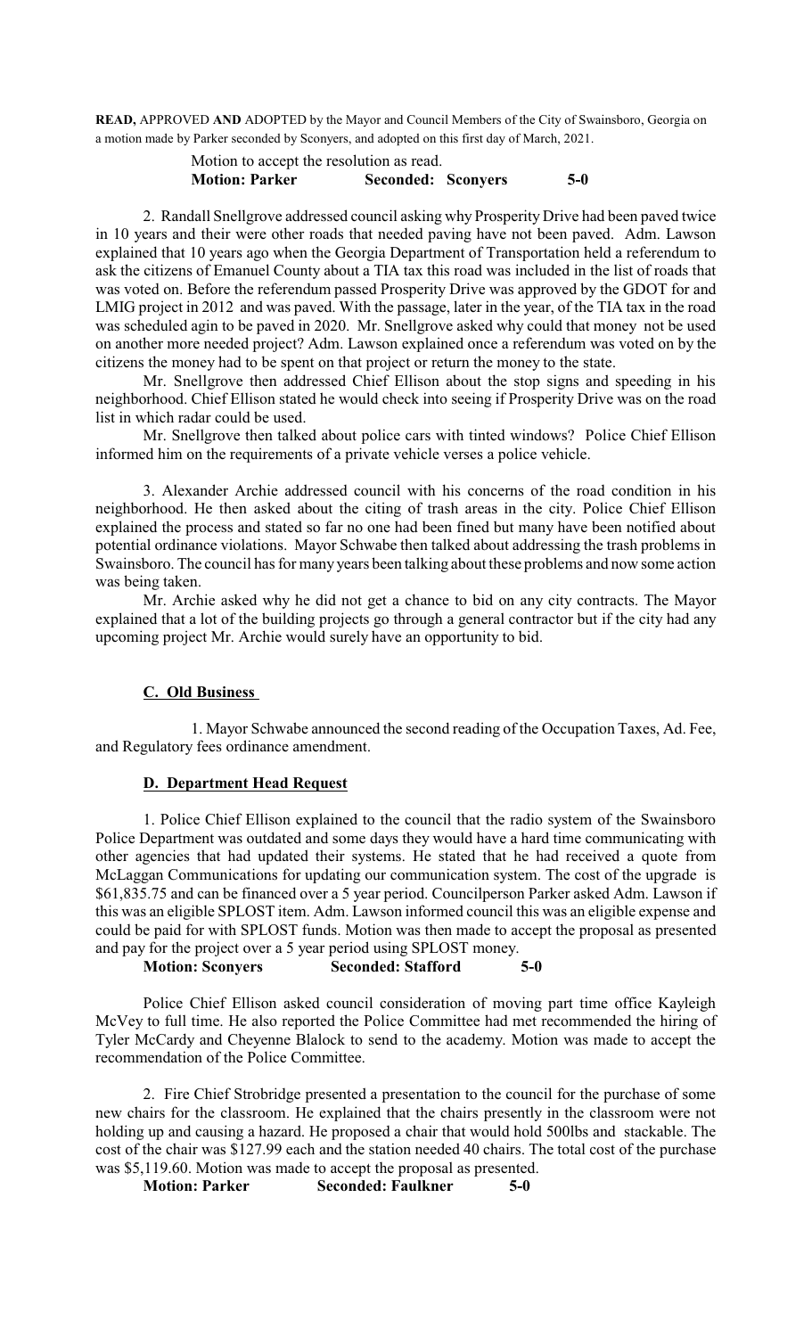**READ,** APPROVED **AND** ADOPTED by the Mayor and Council Members of the City of Swainsboro, Georgia on a motion made by Parker seconded by Sconyers, and adopted on this first day of March, 2021.

Motion to accept the resolution as read.
**Motion: Parker** **Seconded: Sconyers** **5-0**

2. Randall Snellgrove addressed council asking why Prosperity Drive had been paved twice in 10 years and their were other roads that needed paving have not been paved. Adm. Lawson explained that 10 years ago when the Georgia Department of Transportation held a referendum to ask the citizens of Emanuel County about a TIA tax this road was included in the list of roads that was voted on. Before the referendum passed Prosperity Drive was approved by the GDOT for and LMIG project in 2012 and was paved. With the passage, later in the year, of the TIA tax in the road was scheduled agin to be paved in 2020. Mr. Snellgrove asked why could that money not be used on another more needed project? Adm. Lawson explained once a referendum was voted on by the citizens the money had to be spent on that project or return the money to the state.

Mr. Snellgrove then addressed Chief Ellison about the stop signs and speeding in his neighborhood. Chief Ellison stated he would check into seeing if Prosperity Drive was on the road list in which radar could be used.

Mr. Snellgrove then talked about police cars with tinted windows? Police Chief Ellison informed him on the requirements of a private vehicle verses a police vehicle.

3. Alexander Archie addressed council with his concerns of the road condition in his neighborhood. He then asked about the citing of trash areas in the city. Police Chief Ellison explained the process and stated so far no one had been fined but many have been notified about potential ordinance violations. Mayor Schwabe then talked about addressing the trash problems in Swainsboro. The council has for many years been talking about these problems and now some action was being taken.

Mr. Archie asked why he did not get a chance to bid on any city contracts. The Mayor explained that a lot of the building projects go through a general contractor but if the city had any upcoming project Mr. Archie would surely have an opportunity to bid.

### C. Old Business

1. Mayor Schwabe announced the second reading of the Occupation Taxes, Ad. Fee, and Regulatory fees ordinance amendment.

### D. Department Head Request

1. Police Chief Ellison explained to the council that the radio system of the Swainsboro Police Department was outdated and some days they would have a hard time communicating with other agencies that had updated their systems. He stated that he had received a quote from McLaggan Communications for updating our communication system. The cost of the upgrade is $61,835.75 and can be financed over a 5 year period. Councilperson Parker asked Adm. Lawson if this was an eligible SPLOST item. Adm. Lawson informed council this was an eligible expense and could be paid for with SPLOST funds. Motion was then made to accept the proposal as presented and pay for the project over a 5 year period using SPLOST money.
**Motion: Sconyers** **Seconded: Stafford** **5-0**

Police Chief Ellison asked council consideration of moving part time office Kayleigh McVey to full time. He also reported the Police Committee had met recommended the hiring of Tyler McCardy and Cheyenne Blalock to send to the academy. Motion was made to accept the recommendation of the Police Committee.

2. Fire Chief Strobridge presented a presentation to the council for the purchase of some new chairs for the classroom. He explained that the chairs presently in the classroom were not holding up and causing a hazard. He proposed a chair that would hold 500lbs and stackable. The cost of the chair was $127.99 each and the station needed 40 chairs. The total cost of the purchase was $5,119.60. Motion was made to accept the proposal as presented.
**Motion: Parker** **Seconded: Faulkner** **5-0**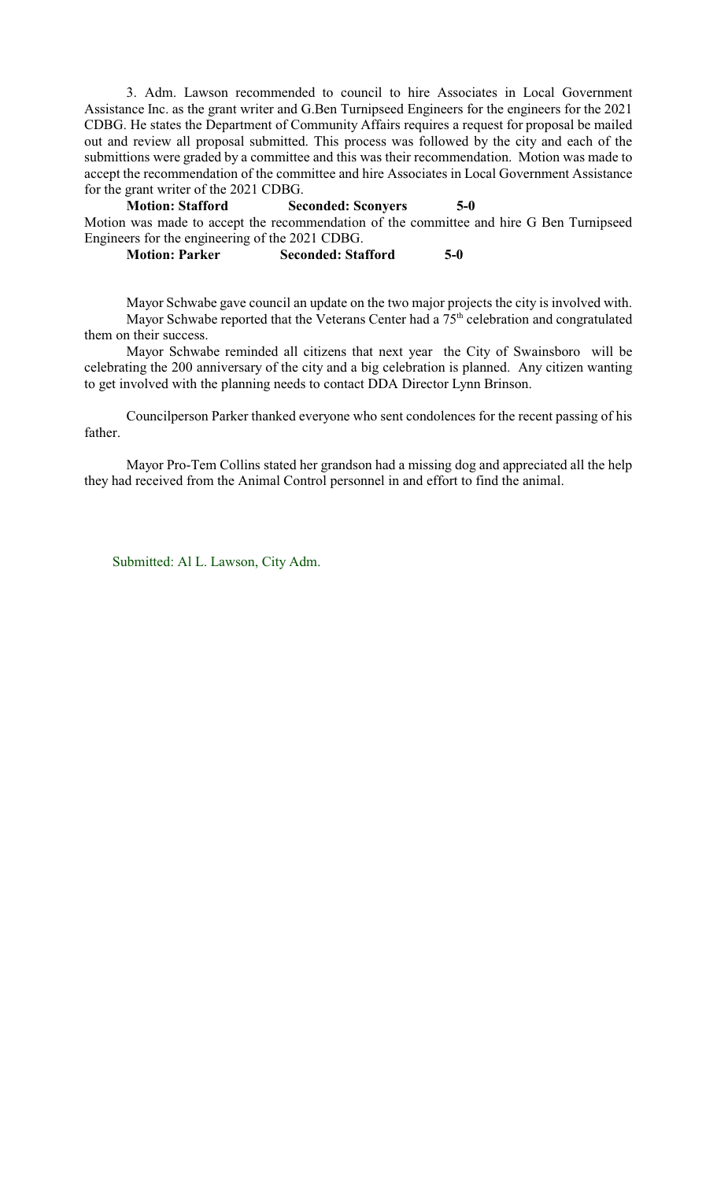3. Adm. Lawson recommended to council to hire Associates in Local Government Assistance Inc. as the grant writer and G.Ben Turnipseed Engineers for the engineers for the 2021 CDBG. He states the Department of Community Affairs requires a request for proposal be mailed out and review all proposal submitted. This process was followed by the city and each of the submittions were graded by a committee and this was their recommendation. Motion was made to accept the recommendation of the committee and hire Associates in Local Government Assistance for the grant writer of the 2021 CDBG.

**Motion: Stafford          Seconded: Sconyers          5-0**

Motion was made to accept the recommendation of the committee and hire G Ben Turnipseed Engineers for the engineering of the 2021 CDBG.

**Motion: Parker          Seconded: Stafford          5-0**

Mayor Schwabe gave council an update on the two major projects the city is involved with.

Mayor Schwabe reported that the Veterans Center had a 75th celebration and congratulated them on their success.

Mayor Schwabe reminded all citizens that next year the City of Swainsboro will be celebrating the 200 anniversary of the city and a big celebration is planned. Any citizen wanting to get involved with the planning needs to contact DDA Director Lynn Brinson.

Councilperson Parker thanked everyone who sent condolences for the recent passing of his father.

Mayor Pro-Tem Collins stated her grandson had a missing dog and appreciated all the help they had received from the Animal Control personnel in and effort to find the animal.

Submitted: Al L. Lawson, City Adm.